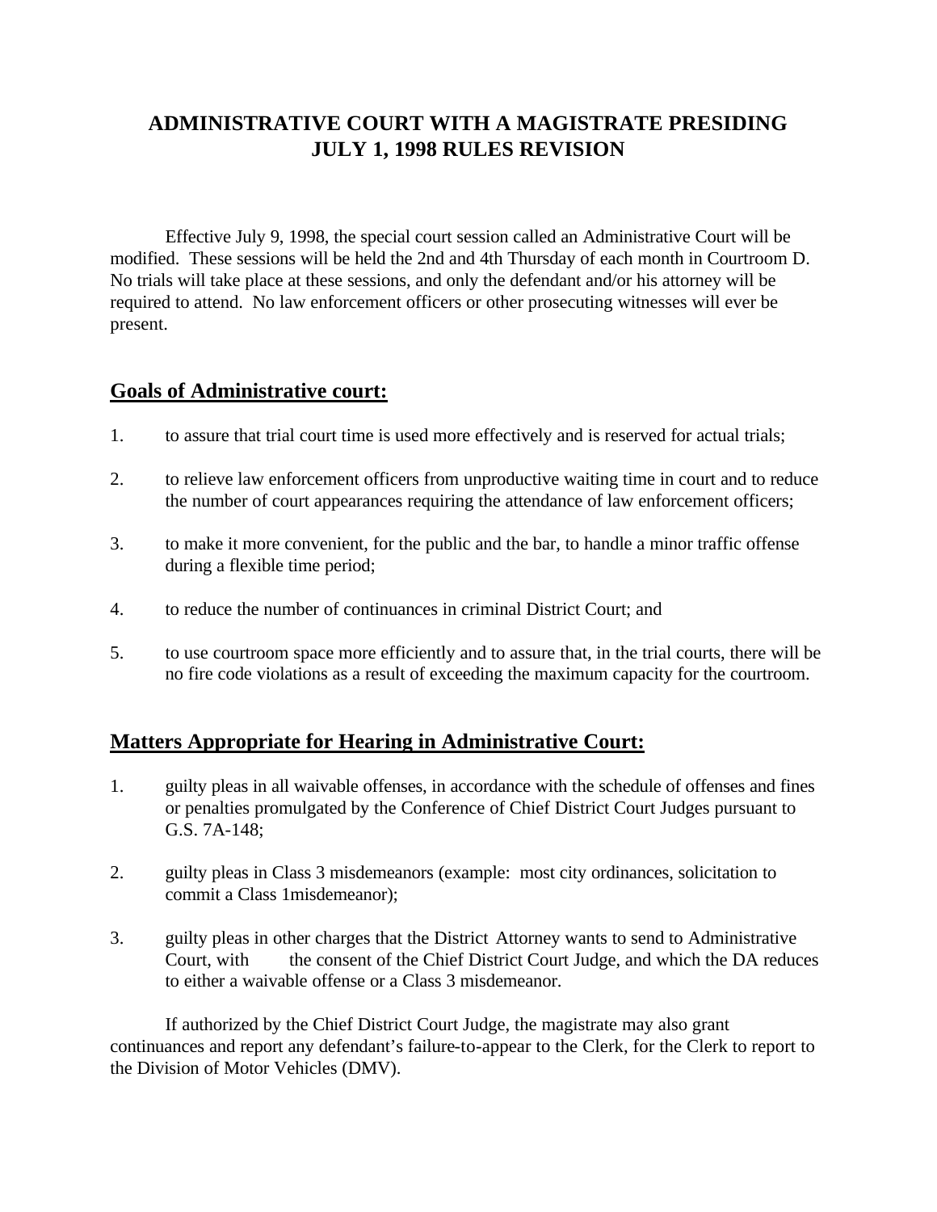# ADMINISTRATIVE COURT WITH A MAGISTRATE PRESIDING
# JULY 1, 1998 RULES REVISION

Effective July 9, 1998, the special court session called an Administrative Court will be modified. These sessions will be held the 2nd and 4th Thursday of each month in Courtroom D. No trials will take place at these sessions, and only the defendant and/or his attorney will be required to attend. No law enforcement officers or other prosecuting witnesses will ever be present.

## Goals of Administrative court:

1. to assure that trial court time is used more effectively and is reserved for actual trials;
2. to relieve law enforcement officers from unproductive waiting time in court and to reduce the number of court appearances requiring the attendance of law enforcement officers;
3. to make it more convenient, for the public and the bar, to handle a minor traffic offense during a flexible time period;
4. to reduce the number of continuances in criminal District Court; and
5. to use courtroom space more efficiently and to assure that, in the trial courts, there will be no fire code violations as a result of exceeding the maximum capacity for the courtroom.

## Matters Appropriate for Hearing in Administrative Court:

1. guilty pleas in all waivable offenses, in accordance with the schedule of offenses and fines or penalties promulgated by the Conference of Chief District Court Judges pursuant to G.S. 7A-148;
2. guilty pleas in Class 3 misdemeanors (example: most city ordinances, solicitation to commit a Class 1misdemeanor);
3. guilty pleas in other charges that the District Attorney wants to send to Administrative Court, with the consent of the Chief District Court Judge, and which the DA reduces to either a waivable offense or a Class 3 misdemeanor.

If authorized by the Chief District Court Judge, the magistrate may also grant continuances and report any defendant's failure-to-appear to the Clerk, for the Clerk to report to the Division of Motor Vehicles (DMV).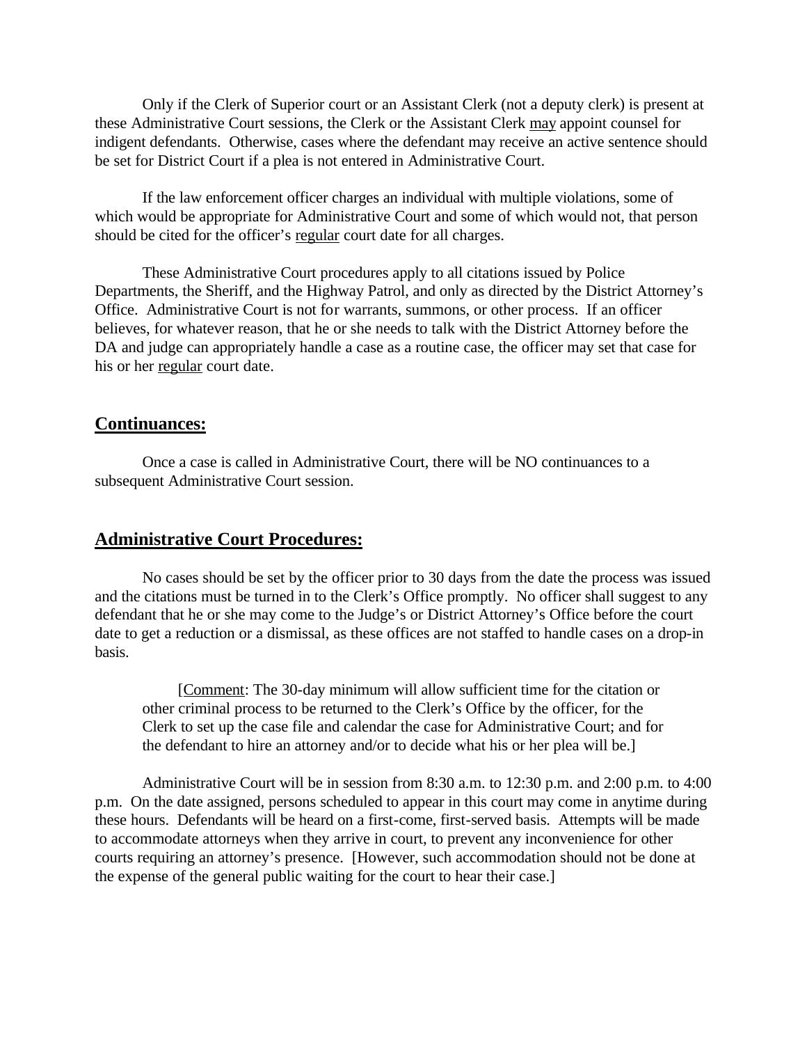Only if the Clerk of Superior court or an Assistant Clerk (not a deputy clerk) is present at these Administrative Court sessions, the Clerk or the Assistant Clerk <u>may</u> appoint counsel for indigent defendants. Otherwise, cases where the defendant may receive an active sentence should be set for District Court if a plea is not entered in Administrative Court.

If the law enforcement officer charges an individual with multiple violations, some of which would be appropriate for Administrative Court and some of which would not, that person should be cited for the officer's <u>regular</u> court date for all charges.

These Administrative Court procedures apply to all citations issued by Police Departments, the Sheriff, and the Highway Patrol, and only as directed by the District Attorney's Office. Administrative Court is not for warrants, summons, or other process. If an officer believes, for whatever reason, that he or she needs to talk with the District Attorney before the DA and judge can appropriately handle a case as a routine case, the officer may set that case for his or her <u>regular</u> court date.

## Continuances:

Once a case is called in Administrative Court, there will be NO continuances to a subsequent Administrative Court session.

## Administrative Court Procedures:

No cases should be set by the officer prior to 30 days from the date the process was issued and the citations must be turned in to the Clerk's Office promptly. No officer shall suggest to any defendant that he or she may come to the Judge's or District Attorney's Office before the court date to get a reduction or a dismissal, as these offices are not staffed to handle cases on a drop-in basis.

> [<u>Comment</u>: The 30-day minimum will allow sufficient time for the citation or other criminal process to be returned to the Clerk's Office by the officer, for the Clerk to set up the case file and calendar the case for Administrative Court; and for the defendant to hire an attorney and/or to decide what his or her plea will be.]

Administrative Court will be in session from 8:30 a.m. to 12:30 p.m. and 2:00 p.m. to 4:00 p.m. On the date assigned, persons scheduled to appear in this court may come in anytime during these hours. Defendants will be heard on a first-come, first-served basis. Attempts will be made to accommodate attorneys when they arrive in court, to prevent any inconvenience for other courts requiring an attorney's presence. [However, such accommodation should not be done at the expense of the general public waiting for the court to hear their case.]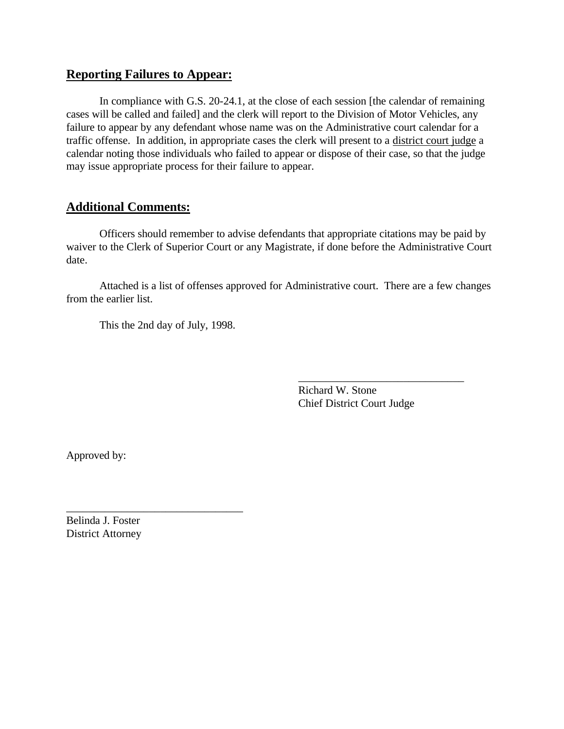## Reporting Failures to Appear:

In compliance with G.S. 20-24.1, at the close of each session [the calendar of remaining cases will be called and failed] and the clerk will report to the Division of Motor Vehicles, any failure to appear by any defendant whose name was on the Administrative court calendar for a traffic offense. In addition, in appropriate cases the clerk will present to a district court judge a calendar noting those individuals who failed to appear or dispose of their case, so that the judge may issue appropriate process for their failure to appear.

## Additional Comments:

Officers should remember to advise defendants that appropriate citations may be paid by waiver to the Clerk of Superior Court or any Magistrate, if done before the Administrative Court date.

Attached is a list of offenses approved for Administrative court. There are a few changes from the earlier list.

This the 2nd day of July, 1998.

\_\_\_\_\_\_\_\_\_\_\_\_\_\_\_\_\_\_\_\_\_\_\_\_\_\_\_\_\_\_
Richard W. Stone
Chief District Court Judge

Approved by:

\_\_\_\_\_\_\_\_\_\_\_\_\_\_\_\_\_\_\_\_\_\_\_\_\_\_\_\_\_\_\_\_
Belinda J. Foster
District Attorney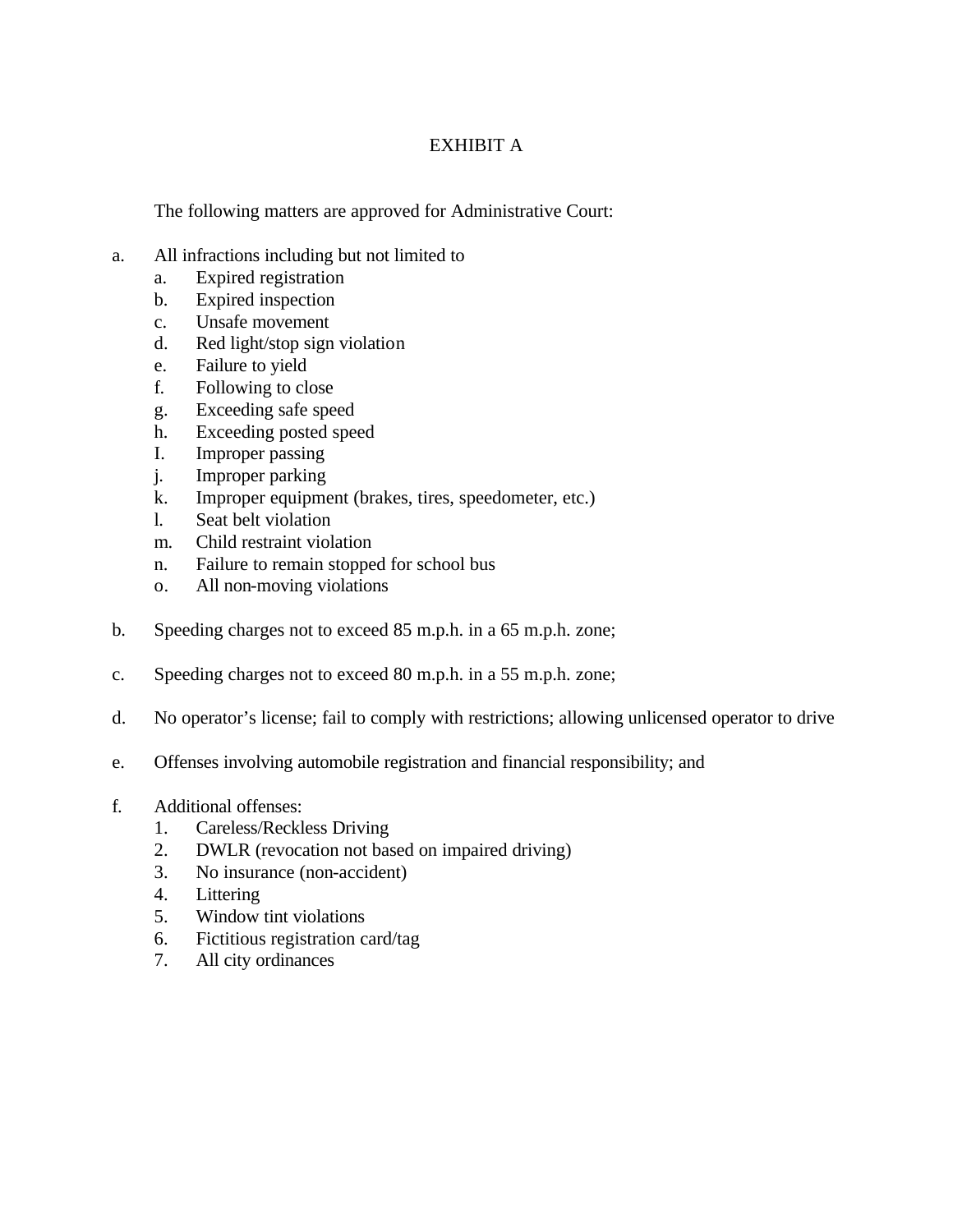# EXHIBIT A

The following matters are approved for Administrative Court:

a. All infractions including but not limited to
   a. Expired registration
   b. Expired inspection
   c. Unsafe movement
   d. Red light/stop sign violation
   e. Failure to yield
   f. Following to close
   g. Exceeding safe speed
   h. Exceeding posted speed
   I. Improper passing
   j. Improper parking
   k. Improper equipment (brakes, tires, speedometer, etc.)
   l. Seat belt violation
   m. Child restraint violation
   n. Failure to remain stopped for school bus
   o. All non-moving violations

b. Speeding charges not to exceed 85 m.p.h. in a 65 m.p.h. zone;

c. Speeding charges not to exceed 80 m.p.h. in a 55 m.p.h. zone;

d. No operator's license; fail to comply with restrictions; allowing unlicensed operator to drive

e. Offenses involving automobile registration and financial responsibility; and

f. Additional offenses:
   1. Careless/Reckless Driving
   2. DWLR (revocation not based on impaired driving)
   3. No insurance (non-accident)
   4. Littering
   5. Window tint violations
   6. Fictitious registration card/tag
   7. All city ordinances